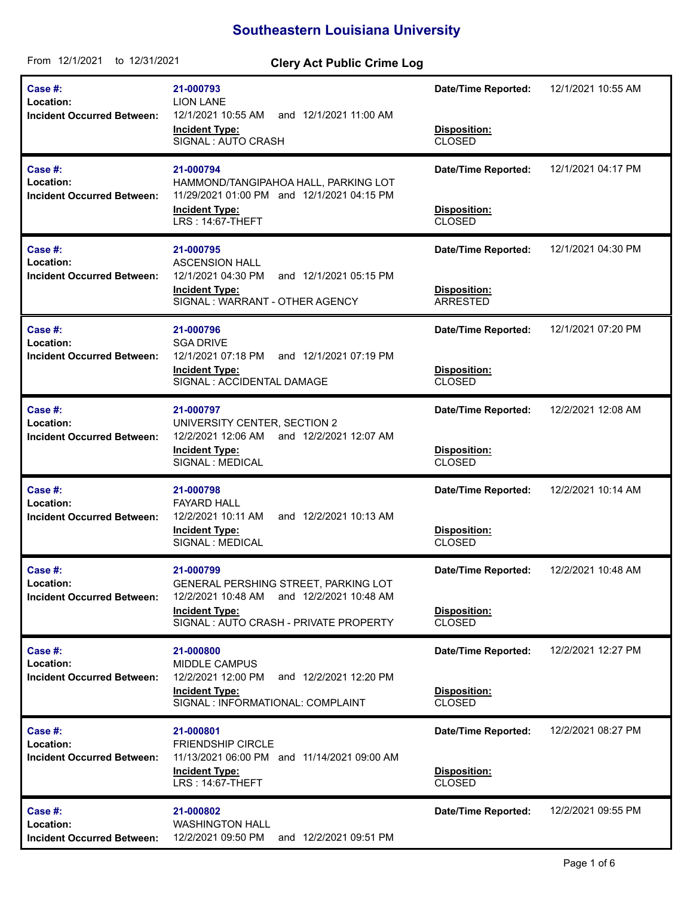# Southeastern Louisiana University

From 12/1/2021 to 12/31/2021

## Clery Act Public Crime Log

| Case #: | Location: | Incident Occurred Between: | Incident Type: | Date/Time Reported: | Disposition: |
|---|---|---|---|---|---|
| 21-000793 | LION LANE | 12/1/2021 10:55 AM and 12/1/2021 11:00 AM | SIGNAL : AUTO CRASH | 12/1/2021 10:55 AM | CLOSED |
| 21-000794 | HAMMOND/TANGIPAHOA HALL, PARKING LOT | 11/29/2021 01:00 PM and 12/1/2021 04:15 PM | LRS : 14:67-THEFT | 12/1/2021 04:17 PM | CLOSED |
| 21-000795 | ASCENSION HALL | 12/1/2021 04:30 PM and 12/1/2021 05:15 PM | SIGNAL : WARRANT - OTHER AGENCY | 12/1/2021 04:30 PM | ARRESTED |
| 21-000796 | SGA DRIVE | 12/1/2021 07:18 PM and 12/1/2021 07:19 PM | SIGNAL : ACCIDENTAL DAMAGE | 12/1/2021 07:20 PM | CLOSED |
| 21-000797 | UNIVERSITY CENTER, SECTION 2 | 12/2/2021 12:06 AM and 12/2/2021 12:07 AM | SIGNAL : MEDICAL | 12/2/2021 12:08 AM | CLOSED |
| 21-000798 | FAYARD HALL | 12/2/2021 10:11 AM and 12/2/2021 10:13 AM | SIGNAL : MEDICAL | 12/2/2021 10:14 AM | CLOSED |
| 21-000799 | GENERAL PERSHING STREET, PARKING LOT | 12/2/2021 10:48 AM and 12/2/2021 10:48 AM | SIGNAL : AUTO CRASH - PRIVATE PROPERTY | 12/2/2021 10:48 AM | CLOSED |
| 21-000800 | MIDDLE CAMPUS | 12/2/2021 12:00 PM and 12/2/2021 12:20 PM | SIGNAL : INFORMATIONAL: COMPLAINT | 12/2/2021 12:27 PM | CLOSED |
| 21-000801 | FRIENDSHIP CIRCLE | 11/13/2021 06:00 PM and 11/14/2021 09:00 AM | LRS : 14:67-THEFT | 12/2/2021 08:27 PM | CLOSED |
| 21-000802 | WASHINGTON HALL | 12/2/2021 09:50 PM and 12/2/2021 09:51 PM | | 12/2/2021 09:55 PM | |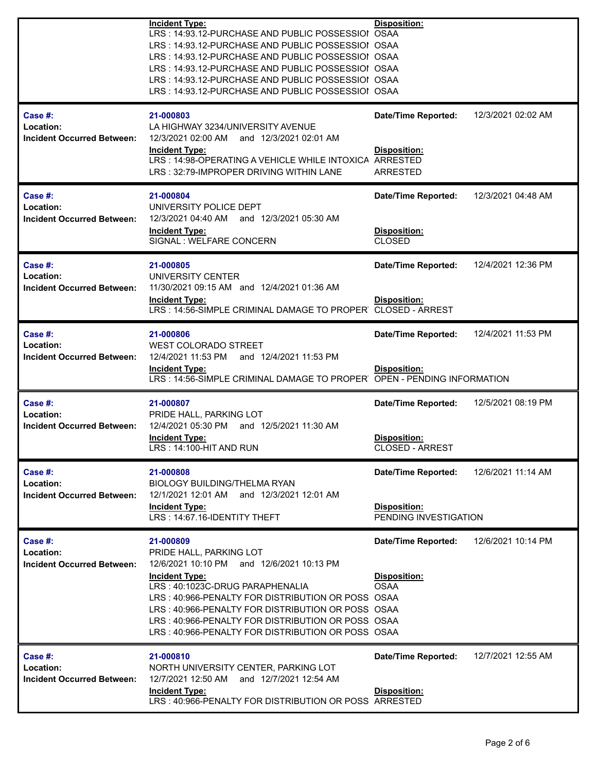| | Incident Type: | Disposition: |
|---|---|---|
| | LRS : 14:93.12-PURCHASE AND PUBLIC POSSESSIOI | OSAA |
| | LRS : 14:93.12-PURCHASE AND PUBLIC POSSESSIOI | OSAA |
| | LRS : 14:93.12-PURCHASE AND PUBLIC POSSESSIOI | OSAA |
| | LRS : 14:93.12-PURCHASE AND PUBLIC POSSESSIOI | OSAA |
| | LRS : 14:93.12-PURCHASE AND PUBLIC POSSESSIOI | OSAA |
| | LRS : 14:93.12-PURCHASE AND PUBLIC POSSESSIOI | OSAA |

---

**Case #:** 21-000803
**Location:** LA HIGHWAY 3234/UNIVERSITY AVENUE
**Incident Occurred Between:** 12/3/2021 02:00 AM and 12/3/2021 02:01 AM
**Date/Time Reported:** 12/3/2021 02:02 AM

| Incident Type: | Disposition: |
|---|---|
| LRS : 14:98-OPERATING A VEHICLE WHILE INTOXICA | ARRESTED |
| LRS : 32:79-IMPROPER DRIVING WITHIN LANE | ARRESTED |

---

**Case #:** 21-000804
**Location:** UNIVERSITY POLICE DEPT
**Incident Occurred Between:** 12/3/2021 04:40 AM and 12/3/2021 05:30 AM
**Date/Time Reported:** 12/3/2021 04:48 AM

| Incident Type: | Disposition: |
|---|---|
| SIGNAL : WELFARE CONCERN | CLOSED |

---

**Case #:** 21-000805
**Location:** UNIVERSITY CENTER
**Incident Occurred Between:** 11/30/2021 09:15 AM and 12/4/2021 01:36 AM
**Date/Time Reported:** 12/4/2021 12:36 PM

| Incident Type: | Disposition: |
|---|---|
| LRS : 14:56-SIMPLE CRIMINAL DAMAGE TO PROPER | CLOSED - ARREST |

---

**Case #:** 21-000806
**Location:** WEST COLORADO STREET
**Incident Occurred Between:** 12/4/2021 11:53 PM and 12/4/2021 11:53 PM
**Date/Time Reported:** 12/4/2021 11:53 PM

| Incident Type: | Disposition: |
|---|---|
| LRS : 14:56-SIMPLE CRIMINAL DAMAGE TO PROPER | OPEN - PENDING INFORMATION |

---

**Case #:** 21-000807
**Location:** PRIDE HALL, PARKING LOT
**Incident Occurred Between:** 12/4/2021 05:30 PM and 12/5/2021 11:30 AM
**Date/Time Reported:** 12/5/2021 08:19 PM

| Incident Type: | Disposition: |
|---|---|
| LRS : 14:100-HIT AND RUN | CLOSED - ARREST |

---

**Case #:** 21-000808
**Location:** BIOLOGY BUILDING/THELMA RYAN
**Incident Occurred Between:** 12/1/2021 12:01 AM and 12/3/2021 12:01 AM
**Date/Time Reported:** 12/6/2021 11:14 AM

| Incident Type: | Disposition: |
|---|---|
| LRS : 14:67.16-IDENTITY THEFT | PENDING INVESTIGATION |

---

**Case #:** 21-000809
**Location:** PRIDE HALL, PARKING LOT
**Incident Occurred Between:** 12/6/2021 10:10 PM and 12/6/2021 10:13 PM
**Date/Time Reported:** 12/6/2021 10:14 PM

| Incident Type: | Disposition: |
|---|---|
| LRS : 40:1023C-DRUG PARAPHENALIA | OSAA |
| LRS : 40:966-PENALTY FOR DISTRIBUTION OR POSS | OSAA |
| LRS : 40:966-PENALTY FOR DISTRIBUTION OR POSS | OSAA |
| LRS : 40:966-PENALTY FOR DISTRIBUTION OR POSS | OSAA |
| LRS : 40:966-PENALTY FOR DISTRIBUTION OR POSS | OSAA |

---

**Case #:** 21-000810
**Location:** NORTH UNIVERSITY CENTER, PARKING LOT
**Incident Occurred Between:** 12/7/2021 12:50 AM and 12/7/2021 12:54 AM
**Date/Time Reported:** 12/7/2021 12:55 AM

| Incident Type: | Disposition: |
|---|---|
| LRS : 40:966-PENALTY FOR DISTRIBUTION OR POSS | ARRESTED |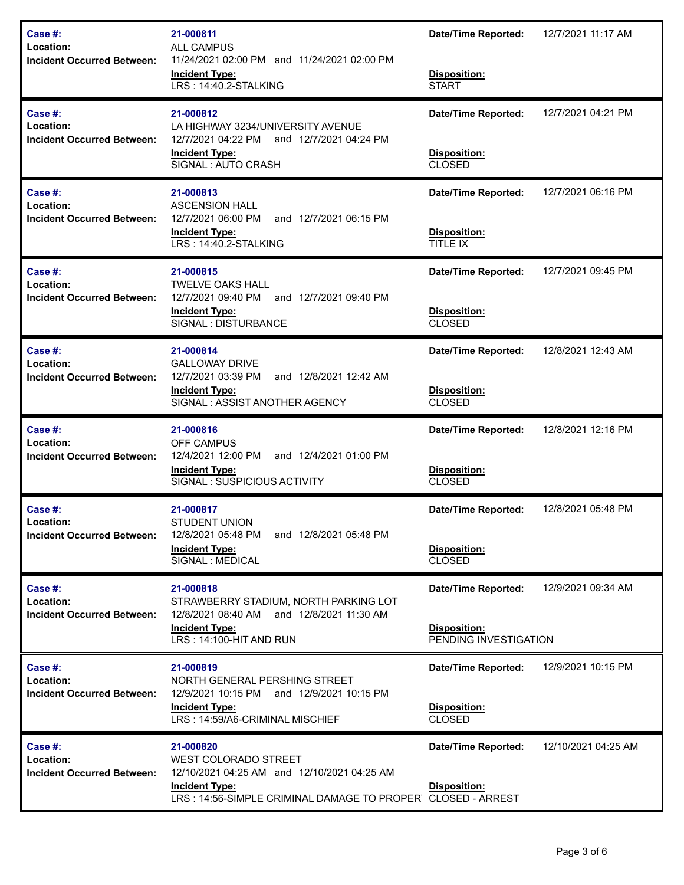| Case # | Location | Incident Occurred Between | Incident Type | Date/Time Reported | Disposition |
| --- | --- | --- | --- | --- | --- |
| 21-000811 | ALL CAMPUS | 11/24/2021 02:00 PM and 11/24/2021 02:00 PM | LRS : 14:40.2-STALKING | 12/7/2021 11:17 AM | START |
| 21-000812 | LA HIGHWAY 3234/UNIVERSITY AVENUE | 12/7/2021 04:22 PM and 12/7/2021 04:24 PM | SIGNAL : AUTO CRASH | 12/7/2021 04:21 PM | CLOSED |
| 21-000813 | ASCENSION HALL | 12/7/2021 06:00 PM and 12/7/2021 06:15 PM | LRS : 14:40.2-STALKING | 12/7/2021 06:16 PM | TITLE IX |
| 21-000815 | TWELVE OAKS HALL | 12/7/2021 09:40 PM and 12/7/2021 09:40 PM | SIGNAL : DISTURBANCE | 12/7/2021 09:45 PM | CLOSED |
| 21-000814 | GALLOWAY DRIVE | 12/7/2021 03:39 PM and 12/8/2021 12:42 AM | SIGNAL : ASSIST ANOTHER AGENCY | 12/8/2021 12:43 AM | CLOSED |
| 21-000816 | OFF CAMPUS | 12/4/2021 12:00 PM and 12/4/2021 01:00 PM | SIGNAL : SUSPICIOUS ACTIVITY | 12/8/2021 12:16 PM | CLOSED |
| 21-000817 | STUDENT UNION | 12/8/2021 05:48 PM and 12/8/2021 05:48 PM | SIGNAL : MEDICAL | 12/8/2021 05:48 PM | CLOSED |
| 21-000818 | STRAWBERRY STADIUM, NORTH PARKING LOT | 12/8/2021 08:40 AM and 12/8/2021 11:30 AM | LRS : 14:100-HIT AND RUN | 12/9/2021 09:34 AM | PENDING INVESTIGATION |
| 21-000819 | NORTH GENERAL PERSHING STREET | 12/9/2021 10:15 PM and 12/9/2021 10:15 PM | LRS : 14:59/A6-CRIMINAL MISCHIEF | 12/9/2021 10:15 PM | CLOSED |
| 21-000820 | WEST COLORADO STREET | 12/10/2021 04:25 AM and 12/10/2021 04:25 AM | LRS : 14:56-SIMPLE CRIMINAL DAMAGE TO PROPER | 12/10/2021 04:25 AM | CLOSED - ARREST |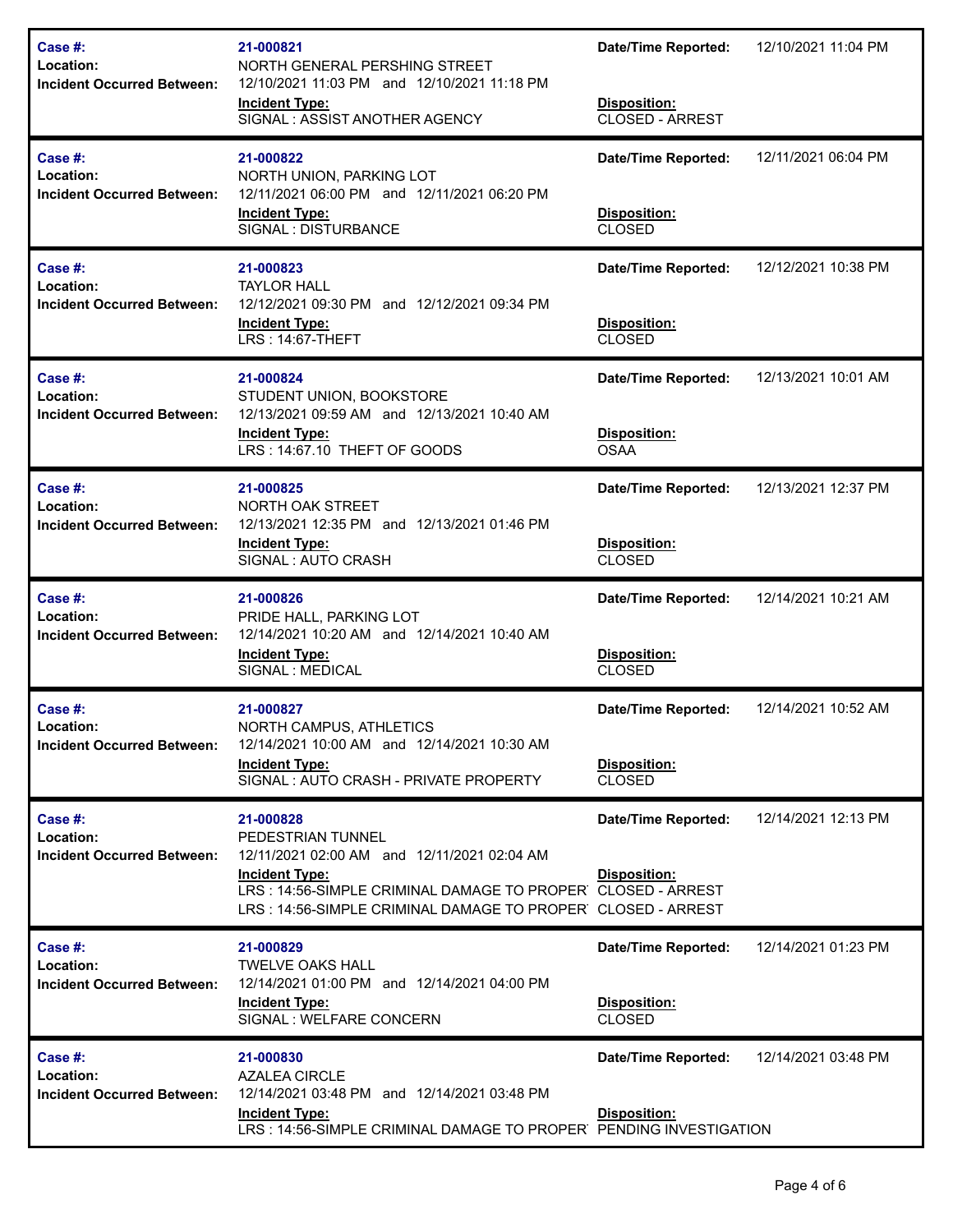| Case #: | 21-000821 | Date/Time Reported: | 12/10/2021 11:04 PM |
|---|---|---|---|
| Location: | NORTH GENERAL PERSHING STREET | | |
| Incident Occurred Between: | 12/10/2021 11:03 PM and 12/10/2021 11:18 PM | | |
| | **Incident Type:** | **Disposition:** | |
| | SIGNAL : ASSIST ANOTHER AGENCY | CLOSED - ARREST | |

| Case #: | 21-000822 | Date/Time Reported: | 12/11/2021 06:04 PM |
|---|---|---|---|
| Location: | NORTH UNION, PARKING LOT | | |
| Incident Occurred Between: | 12/11/2021 06:00 PM and 12/11/2021 06:20 PM | | |
| | **Incident Type:** | **Disposition:** | |
| | SIGNAL : DISTURBANCE | CLOSED | |

| Case #: | 21-000823 | Date/Time Reported: | 12/12/2021 10:38 PM |
|---|---|---|---|
| Location: | TAYLOR HALL | | |
| Incident Occurred Between: | 12/12/2021 09:30 PM and 12/12/2021 09:34 PM | | |
| | **Incident Type:** | **Disposition:** | |
| | LRS : 14:67-THEFT | CLOSED | |

| Case #: | 21-000824 | Date/Time Reported: | 12/13/2021 10:01 AM |
|---|---|---|---|
| Location: | STUDENT UNION, BOOKSTORE | | |
| Incident Occurred Between: | 12/13/2021 09:59 AM and 12/13/2021 10:40 AM | | |
| | **Incident Type:** | **Disposition:** | |
| | LRS : 14:67.10 THEFT OF GOODS | OSAA | |

| Case #: | 21-000825 | Date/Time Reported: | 12/13/2021 12:37 PM |
|---|---|---|---|
| Location: | NORTH OAK STREET | | |
| Incident Occurred Between: | 12/13/2021 12:35 PM and 12/13/2021 01:46 PM | | |
| | **Incident Type:** | **Disposition:** | |
| | SIGNAL : AUTO CRASH | CLOSED | |

| Case #: | 21-000826 | Date/Time Reported: | 12/14/2021 10:21 AM |
|---|---|---|---|
| Location: | PRIDE HALL, PARKING LOT | | |
| Incident Occurred Between: | 12/14/2021 10:20 AM and 12/14/2021 10:40 AM | | |
| | **Incident Type:** | **Disposition:** | |
| | SIGNAL : MEDICAL | CLOSED | |

| Case #: | 21-000827 | Date/Time Reported: | 12/14/2021 10:52 AM |
|---|---|---|---|
| Location: | NORTH CAMPUS, ATHLETICS | | |
| Incident Occurred Between: | 12/14/2021 10:00 AM and 12/14/2021 10:30 AM | | |
| | **Incident Type:** | **Disposition:** | |
| | SIGNAL : AUTO CRASH - PRIVATE PROPERTY | CLOSED | |

| Case #: | 21-000828 | Date/Time Reported: | 12/14/2021 12:13 PM |
|---|---|---|---|
| Location: | PEDESTRIAN TUNNEL | | |
| Incident Occurred Between: | 12/11/2021 02:00 AM and 12/11/2021 02:04 AM | | |
| | **Incident Type:** | **Disposition:** | |
| | LRS : 14:56-SIMPLE CRIMINAL DAMAGE TO PROPER | CLOSED - ARREST | |
| | LRS : 14:56-SIMPLE CRIMINAL DAMAGE TO PROPER | CLOSED - ARREST | |

| Case #: | 21-000829 | Date/Time Reported: | 12/14/2021 01:23 PM |
|---|---|---|---|
| Location: | TWELVE OAKS HALL | | |
| Incident Occurred Between: | 12/14/2021 01:00 PM and 12/14/2021 04:00 PM | | |
| | **Incident Type:** | **Disposition:** | |
| | SIGNAL : WELFARE CONCERN | CLOSED | |

| Case #: | 21-000830 | Date/Time Reported: | 12/14/2021 03:48 PM |
|---|---|---|---|
| Location: | AZALEA CIRCLE | | |
| Incident Occurred Between: | 12/14/2021 03:48 PM and 12/14/2021 03:48 PM | | |
| | **Incident Type:** | **Disposition:** | |
| | LRS : 14:56-SIMPLE CRIMINAL DAMAGE TO PROPER | PENDING INVESTIGATION | |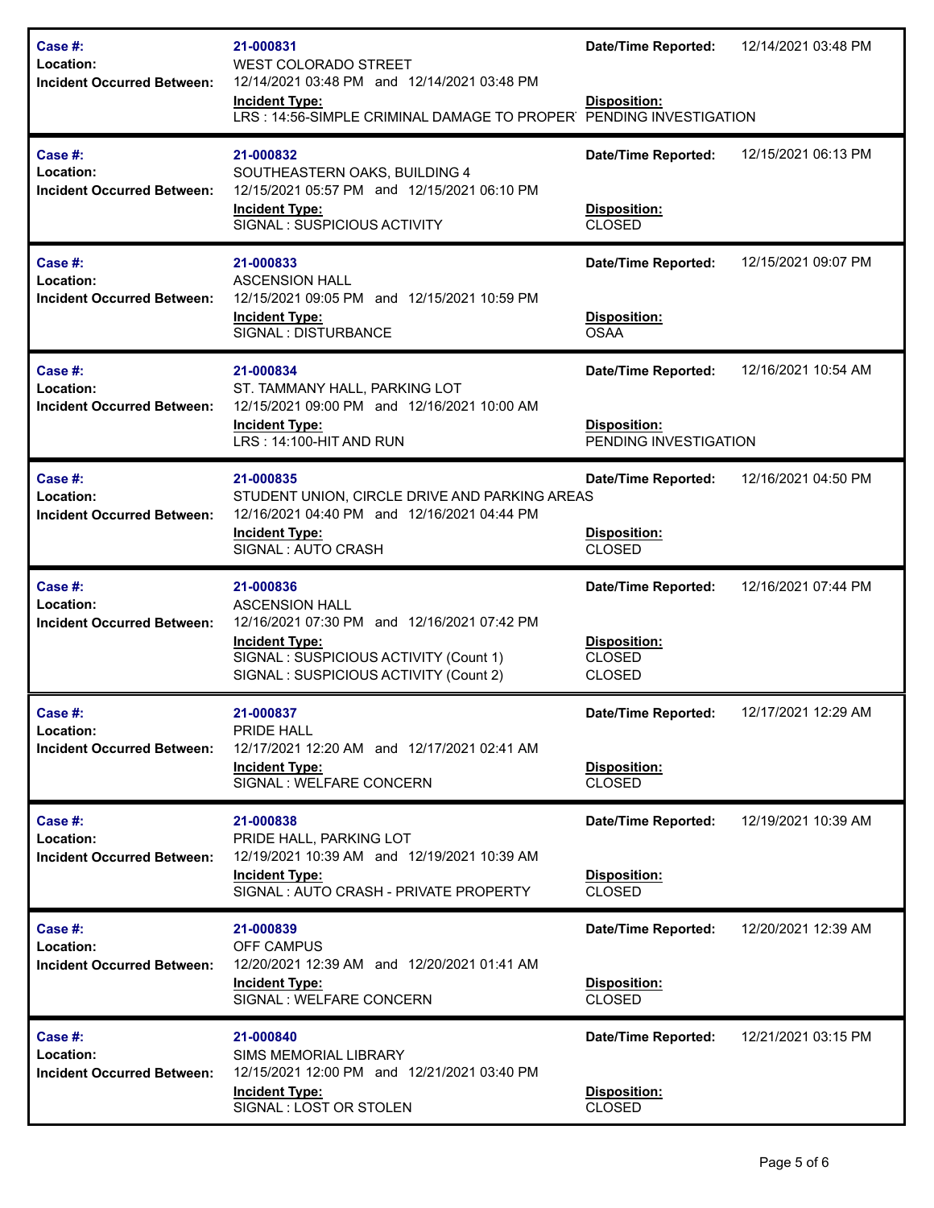| Case #: | 21-000831 | Date/Time Reported: | 12/14/2021 03:48 PM |
|---|---|---|---|
| Location: | WEST COLORADO STREET | | |
| Incident Occurred Between: | 12/14/2021 03:48 PM and 12/14/2021 03:48 PM | | |
| | **Incident Type:** | **Disposition:** | |
| | LRS : 14:56-SIMPLE CRIMINAL DAMAGE TO PROPER | PENDING INVESTIGATION | |

| Case #: | 21-000832 | Date/Time Reported: | 12/15/2021 06:13 PM |
|---|---|---|---|
| Location: | SOUTHEASTERN OAKS, BUILDING 4 | | |
| Incident Occurred Between: | 12/15/2021 05:57 PM and 12/15/2021 06:10 PM | | |
| | **Incident Type:** | **Disposition:** | |
| | SIGNAL : SUSPICIOUS ACTIVITY | CLOSED | |

| Case #: | 21-000833 | Date/Time Reported: | 12/15/2021 09:07 PM |
|---|---|---|---|
| Location: | ASCENSION HALL | | |
| Incident Occurred Between: | 12/15/2021 09:05 PM and 12/15/2021 10:59 PM | | |
| | **Incident Type:** | **Disposition:** | |
| | SIGNAL : DISTURBANCE | OSAA | |

| Case #: | 21-000834 | Date/Time Reported: | 12/16/2021 10:54 AM |
|---|---|---|---|
| Location: | ST. TAMMANY HALL, PARKING LOT | | |
| Incident Occurred Between: | 12/15/2021 09:00 PM and 12/16/2021 10:00 AM | | |
| | **Incident Type:** | **Disposition:** | |
| | LRS : 14:100-HIT AND RUN | PENDING INVESTIGATION | |

| Case #: | 21-000835 | Date/Time Reported: | 12/16/2021 04:50 PM |
|---|---|---|---|
| Location: | STUDENT UNION, CIRCLE DRIVE AND PARKING AREAS | | |
| Incident Occurred Between: | 12/16/2021 04:40 PM and 12/16/2021 04:44 PM | | |
| | **Incident Type:** | **Disposition:** | |
| | SIGNAL : AUTO CRASH | CLOSED | |

| Case #: | 21-000836 | Date/Time Reported: | 12/16/2021 07:44 PM |
|---|---|---|---|
| Location: | ASCENSION HALL | | |
| Incident Occurred Between: | 12/16/2021 07:30 PM and 12/16/2021 07:42 PM | | |
| | **Incident Type:** | **Disposition:** | |
| | SIGNAL : SUSPICIOUS ACTIVITY (Count 1) | CLOSED | |
| | SIGNAL : SUSPICIOUS ACTIVITY (Count 2) | CLOSED | |

| Case #: | 21-000837 | Date/Time Reported: | 12/17/2021 12:29 AM |
|---|---|---|---|
| Location: | PRIDE HALL | | |
| Incident Occurred Between: | 12/17/2021 12:20 AM and 12/17/2021 02:41 AM | | |
| | **Incident Type:** | **Disposition:** | |
| | SIGNAL : WELFARE CONCERN | CLOSED | |

| Case #: | 21-000838 | Date/Time Reported: | 12/19/2021 10:39 AM |
|---|---|---|---|
| Location: | PRIDE HALL, PARKING LOT | | |
| Incident Occurred Between: | 12/19/2021 10:39 AM and 12/19/2021 10:39 AM | | |
| | **Incident Type:** | **Disposition:** | |
| | SIGNAL : AUTO CRASH - PRIVATE PROPERTY | CLOSED | |

| Case #: | 21-000839 | Date/Time Reported: | 12/20/2021 12:39 AM |
|---|---|---|---|
| Location: | OFF CAMPUS | | |
| Incident Occurred Between: | 12/20/2021 12:39 AM and 12/20/2021 01:41 AM | | |
| | **Incident Type:** | **Disposition:** | |
| | SIGNAL : WELFARE CONCERN | CLOSED | |

| Case #: | 21-000840 | Date/Time Reported: | 12/21/2021 03:15 PM |
|---|---|---|---|
| Location: | SIMS MEMORIAL LIBRARY | | |
| Incident Occurred Between: | 12/15/2021 12:00 PM and 12/21/2021 03:40 PM | | |
| | **Incident Type:** | **Disposition:** | |
| | SIGNAL : LOST OR STOLEN | CLOSED | |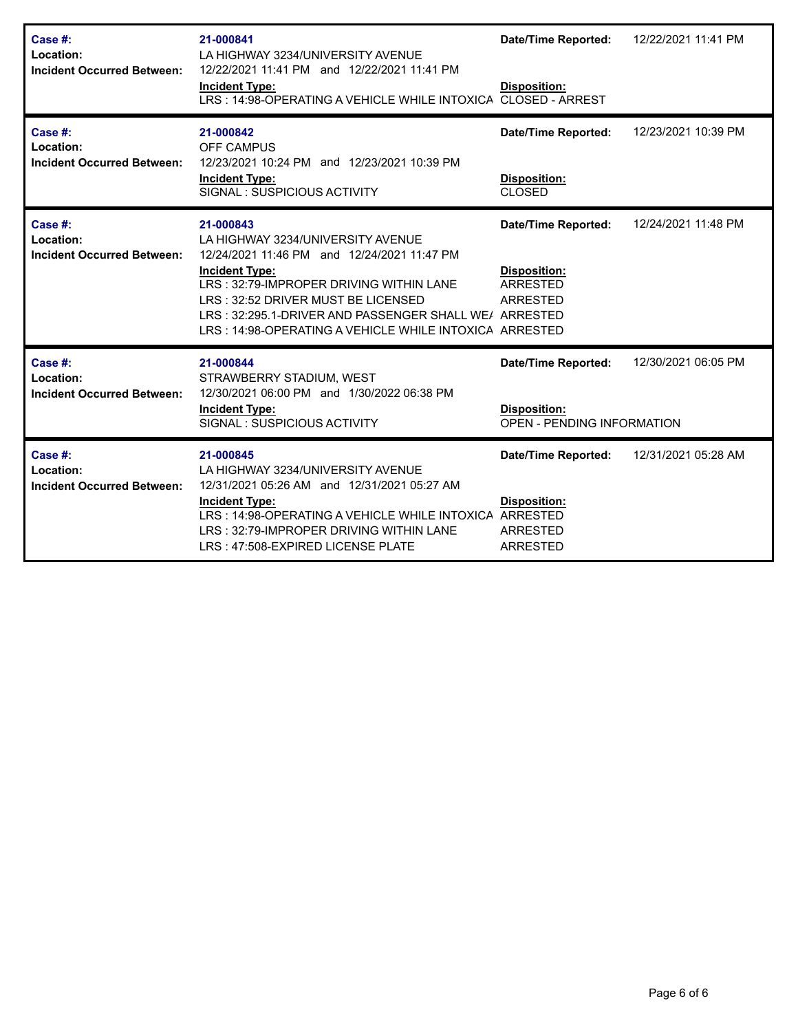| | | | |
|---|---|---|---|
| **Case #:** | 21-000841 | **Date/Time Reported:** | 12/22/2021 11:41 PM |
| **Location:** | LA HIGHWAY 3234/UNIVERSITY AVENUE | | |
| **Incident Occurred Between:** | 12/22/2021 11:41 PM and 12/22/2021 11:41 PM | | |
| | **Incident Type:** | **Disposition:** | |
| | LRS : 14:98-OPERATING A VEHICLE WHILE INTOXICA | CLOSED - ARREST | |

| | | | |
|---|---|---|---|
| **Case #:** | 21-000842 | **Date/Time Reported:** | 12/23/2021 10:39 PM |
| **Location:** | OFF CAMPUS | | |
| **Incident Occurred Between:** | 12/23/2021 10:24 PM and 12/23/2021 10:39 PM | | |
| | **Incident Type:** | **Disposition:** | |
| | SIGNAL : SUSPICIOUS ACTIVITY | CLOSED | |

| | | | |
|---|---|---|---|
| **Case #:** | 21-000843 | **Date/Time Reported:** | 12/24/2021 11:48 PM |
| **Location:** | LA HIGHWAY 3234/UNIVERSITY AVENUE | | |
| **Incident Occurred Between:** | 12/24/2021 11:46 PM and 12/24/2021 11:47 PM | | |
| | **Incident Type:** | **Disposition:** | |
| | LRS : 32:79-IMPROPER DRIVING WITHIN LANE | ARRESTED | |
| | LRS : 32:52 DRIVER MUST BE LICENSED | ARRESTED | |
| | LRS : 32:295.1-DRIVER AND PASSENGER SHALL WE/ | ARRESTED | |
| | LRS : 14:98-OPERATING A VEHICLE WHILE INTOXICA | ARRESTED | |

| | | | |
|---|---|---|---|
| **Case #:** | 21-000844 | **Date/Time Reported:** | 12/30/2021 06:05 PM |
| **Location:** | STRAWBERRY STADIUM, WEST | | |
| **Incident Occurred Between:** | 12/30/2021 06:00 PM and 1/30/2022 06:38 PM | | |
| | **Incident Type:** | **Disposition:** | |
| | SIGNAL : SUSPICIOUS ACTIVITY | OPEN - PENDING INFORMATION | |

| | | | |
|---|---|---|---|
| **Case #:** | 21-000845 | **Date/Time Reported:** | 12/31/2021 05:28 AM |
| **Location:** | LA HIGHWAY 3234/UNIVERSITY AVENUE | | |
| **Incident Occurred Between:** | 12/31/2021 05:26 AM and 12/31/2021 05:27 AM | | |
| | **Incident Type:** | **Disposition:** | |
| | LRS : 14:98-OPERATING A VEHICLE WHILE INTOXICA | ARRESTED | |
| | LRS : 32:79-IMPROPER DRIVING WITHIN LANE | ARRESTED | |
| | LRS : 47:508-EXPIRED LICENSE PLATE | ARRESTED | |